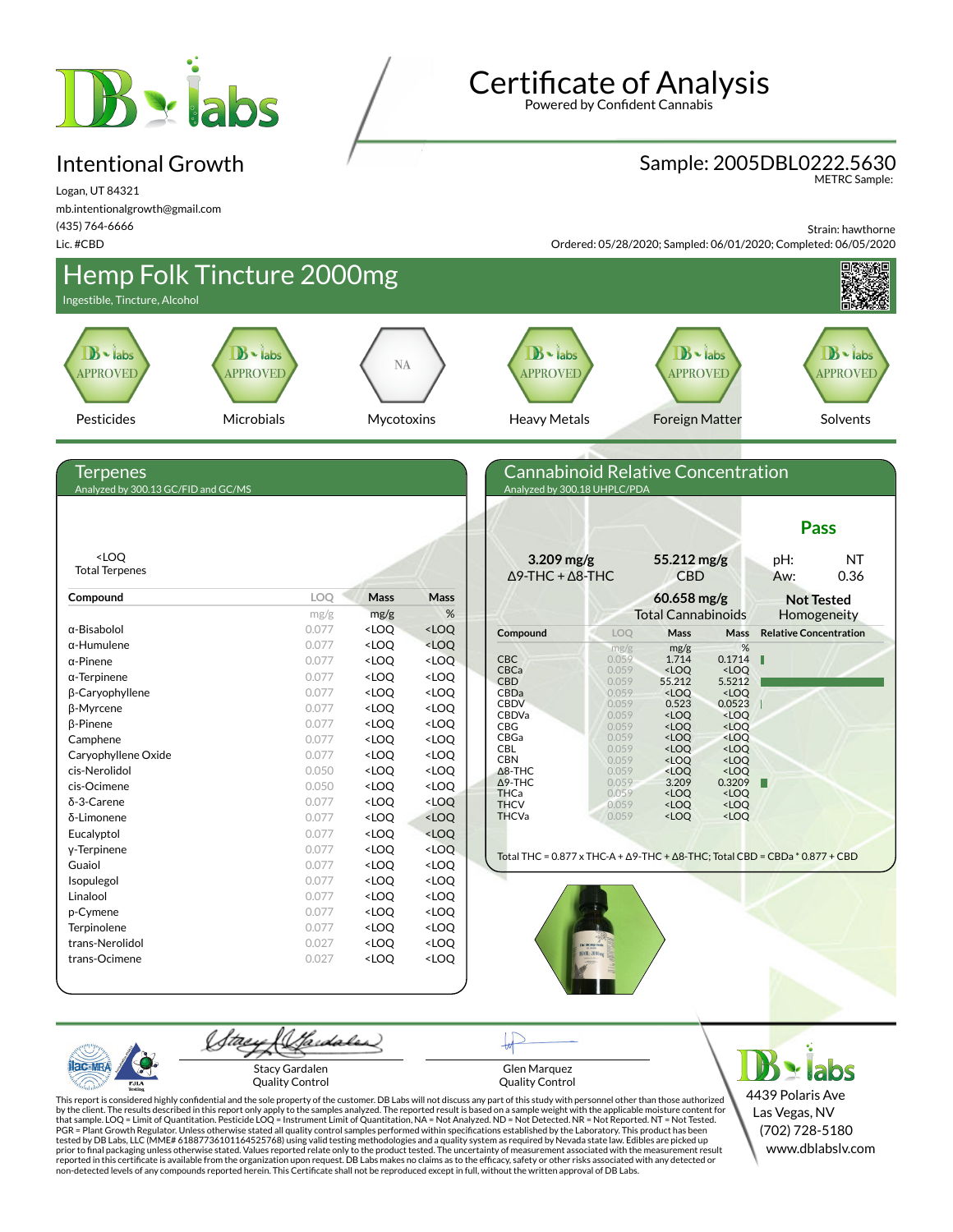# Certificate of Analysis

Powered by Confident Cannabis

## Intentional Growth

Logan, UT 84321
mb.intentionalgrowth@gmail.com
(435) 764-6666
Lic. #CBD

**Sample: 2005DBL0222.5630**
METRC Sample:

Strain: hawthorne
Ordered: 05/28/2020; Sampled: 06/01/2020; Completed: 06/05/2020

## Hemp Folk Tincture 2000mg

Ingestible, Tincture, Alcohol

| Pesticides | Microbials | Mycotoxins | Heavy Metals | Foreign Matter | Solvents |
|---|---|---|---|---|---|
| APPROVED | APPROVED | NA | APPROVED | APPROVED | APPROVED |

## Terpenes

Analyzed by 300.13 GC/FID and GC/MS

<LOQ
Total Terpenes

| Compound | LOQ mg/g | Mass mg/g | Mass % |
|---|---|---|---|
| α-Bisabolol | 0.077 | <LOQ | <LOQ |
| α-Humulene | 0.077 | <LOQ | <LOQ |
| α-Pinene | 0.077 | <LOQ | <LOQ |
| α-Terpinene | 0.077 | <LOQ | <LOQ |
| β-Caryophyllene | 0.077 | <LOQ | <LOQ |
| β-Myrcene | 0.077 | <LOQ | <LOQ |
| β-Pinene | 0.077 | <LOQ | <LOQ |
| Camphene | 0.077 | <LOQ | <LOQ |
| Caryophyllene Oxide | 0.077 | <LOQ | <LOQ |
| cis-Nerolidol | 0.050 | <LOQ | <LOQ |
| cis-Ocimene | 0.050 | <LOQ | <LOQ |
| δ-3-Carene | 0.077 | <LOQ | <LOQ |
| δ-Limonene | 0.077 | <LOQ | <LOQ |
| Eucalyptol | 0.077 | <LOQ | <LOQ |
| γ-Terpinene | 0.077 | <LOQ | <LOQ |
| Guaiol | 0.077 | <LOQ | <LOQ |
| Isopulegol | 0.077 | <LOQ | <LOQ |
| Linalool | 0.077 | <LOQ | <LOQ |
| p-Cymene | 0.077 | <LOQ | <LOQ |
| Terpinolene | 0.077 | <LOQ | <LOQ |
| trans-Nerolidol | 0.027 | <LOQ | <LOQ |
| trans-Ocimene | 0.027 | <LOQ | <LOQ |

## Cannabinoid Relative Concentration

Analyzed by 300.18 UHPLC/PDA

**Pass**

**3.209 mg/g** Δ9-THC + Δ8-THC
**55.212 mg/g** CBD
**60.658 mg/g** Total Cannabinoids
pH: NT
Aw: 0.36
**Not Tested** Homogeneity

| Compound | LOQ mg/g | Mass mg/g | Mass % |
|---|---|---|---|
| CBC | 0.059 | 1.714 | 0.1714 |
| CBCa | 0.059 | <LOQ | <LOQ |
| CBD | 0.059 | 55.212 | 5.5212 |
| CBDa | 0.059 | <LOQ | <LOQ |
| CBDV | 0.059 | 0.523 | 0.0523 |
| CBDVa | 0.059 | <LOQ | <LOQ |
| CBG | 0.059 | <LOQ | <LOQ |
| CBGa | 0.059 | <LOQ | <LOQ |
| CBL | 0.059 | <LOQ | <LOQ |
| CBN | 0.059 | <LOQ | <LOQ |
| Δ8-THC | 0.059 | <LOQ | <LOQ |
| Δ9-THC | 0.059 | 3.209 | 0.3209 |
| THCa | 0.059 | <LOQ | <LOQ |
| THCV | 0.059 | <LOQ | <LOQ |
| THCVa | 0.059 | <LOQ | <LOQ |

Total THC = 0.877 x THC-A + Δ9-THC + Δ8-THC; Total CBD = CBDa * 0.877 + CBD

Stacy Gardalen
Quality Control

Glen Marquez
Quality Control

DB labs
4439 Polaris Ave
Las Vegas, NV
(702) 728-5180
www.dblabslv.com

This report is considered highly confidential and the sole property of the customer. DB Labs will not discuss any part of this study with personnel other than those authorized by the client. The results described in this report only apply to the samples analyzed. The reported result is based on a sample weight with the applicable moisture content for that sample. LOQ = Limit of Quantitation. Pesticide LOQ = Instrument Limit of Quantitation, NA = Not Analyzed. ND = Not Detected. NR = Not Reported. NT = Not Tested. PGR = Plant Growth Regulator. Unless otherwise stated all quality control samples performed within specifications established by the Laboratory. This product has been tested by DB Labs, LLC (MME# 61887736101164525768) using valid testing methodologies and a quality system as required by Nevada state law. Edibles are picked up prior to final packaging unless otherwise stated. Values reported relate only to the product tested. The uncertainty of measurement associated with the measurement result reported in this certificate is available from the organization upon request. DB Labs makes no claims as to the efficacy, safety or other risks associated with any detected or non-detected levels of any compounds reported herein. This Certificate shall not be reproduced except in full, without the written approval of DB Labs.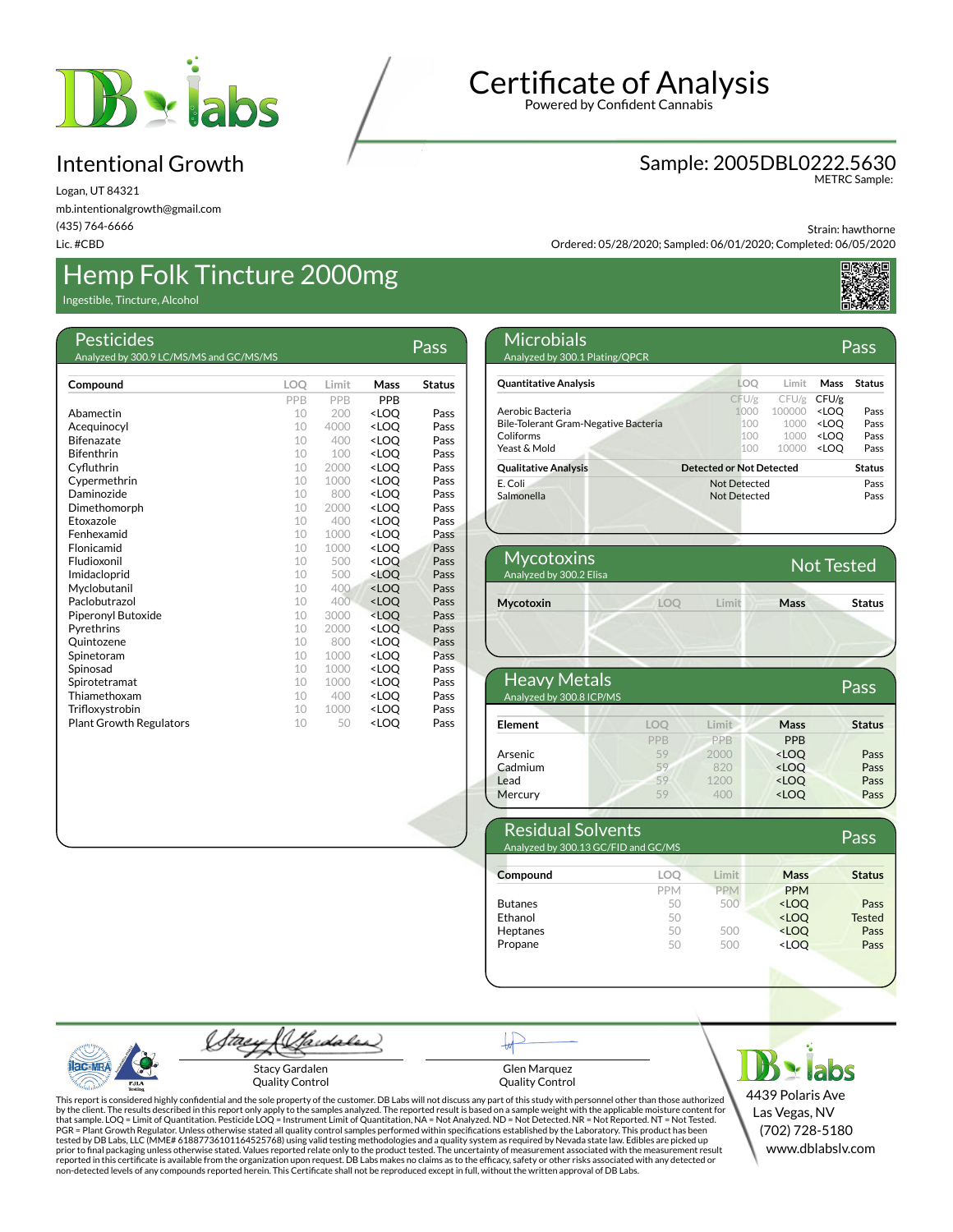# Certificate of Analysis

Powered by Confident Cannabis

## Intentional Growth

Logan, UT 84321
mb.intentionalgrowth@gmail.com
(435) 764-6666
Lic. #CBD

**Sample: 2005DBL0222.5630**
METRC Sample:

Strain: hawthorne
Ordered: 05/28/2020; Sampled: 06/01/2020; Completed: 06/05/2020

## Hemp Folk Tincture 2000mg

Ingestible, Tincture, Alcohol

### Pesticides — Pass

Analyzed by 300.9 LC/MS/MS and GC/MS/MS

| Compound | LOQ | Limit | Mass | Status |
|---|---|---|---|---|
| | PPB | PPB | PPB | |
| Abamectin | 10 | 200 | <LOQ | Pass |
| Acequinocyl | 10 | 4000 | <LOQ | Pass |
| Bifenazate | 10 | 400 | <LOQ | Pass |
| Bifenthrin | 10 | 100 | <LOQ | Pass |
| Cyfluthrin | 10 | 2000 | <LOQ | Pass |
| Cypermethrin | 10 | 1000 | <LOQ | Pass |
| Daminozide | 10 | 800 | <LOQ | Pass |
| Dimethomorph | 10 | 2000 | <LOQ | Pass |
| Etoxazole | 10 | 400 | <LOQ | Pass |
| Fenhexamid | 10 | 1000 | <LOQ | Pass |
| Flonicamid | 10 | 1000 | <LOQ | Pass |
| Fludioxonil | 10 | 500 | <LOQ | Pass |
| Imidacloprid | 10 | 500 | <LOQ | Pass |
| Myclobutanil | 10 | 400 | <LOQ | Pass |
| Paclobutrazol | 10 | 400 | <LOQ | Pass |
| Piperonyl Butoxide | 10 | 3000 | <LOQ | Pass |
| Pyrethrins | 10 | 2000 | <LOQ | Pass |
| Quintozene | 10 | 800 | <LOQ | Pass |
| Spinetoram | 10 | 1000 | <LOQ | Pass |
| Spinosad | 10 | 1000 | <LOQ | Pass |
| Spirotetramat | 10 | 1000 | <LOQ | Pass |
| Thiamethoxam | 10 | 400 | <LOQ | Pass |
| Trifloxystrobin | 10 | 1000 | <LOQ | Pass |
| Plant Growth Regulators | 10 | 50 | <LOQ | Pass |

### Microbials — Pass

Analyzed by 300.1 Plating/QPCR

| Quantitative Analysis | LOQ | Limit | Mass | Status |
|---|---|---|---|---|
| | CFU/g | CFU/g | CFU/g | |
| Aerobic Bacteria | 1000 | 100000 | <LOQ | Pass |
| Bile-Tolerant Gram-Negative Bacteria | 100 | 1000 | <LOQ | Pass |
| Coliforms | 100 | 1000 | <LOQ | Pass |
| Yeast & Mold | 100 | 10000 | <LOQ | Pass |

| Qualitative Analysis | Detected or Not Detected | Status |
|---|---|---|
| E. Coli | Not Detected | Pass |
| Salmonella | Not Detected | Pass |

### Mycotoxins — Not Tested

Analyzed by 300.2 Elisa

| Mycotoxin | LOQ | Limit | Mass | Status |
|---|---|---|---|---|

### Heavy Metals — Pass

Analyzed by 300.8 ICP/MS

| Element | LOQ | Limit | Mass | Status |
|---|---|---|---|---|
| | PPB | PPB | PPB | |
| Arsenic | 59 | 2000 | <LOQ | Pass |
| Cadmium | 59 | 820 | <LOQ | Pass |
| Lead | 59 | 1200 | <LOQ | Pass |
| Mercury | 59 | 400 | <LOQ | Pass |

### Residual Solvents — Pass

Analyzed by 300.13 GC/FID and GC/MS

| Compound | LOQ | Limit | Mass | Status |
|---|---|---|---|---|
| | PPM | PPM | PPM | |
| Butanes | 50 | 500 | <LOQ | Pass |
| Ethanol | 50 | | <LOQ | Tested |
| Heptanes | 50 | 500 | <LOQ | Pass |
| Propane | 50 | 500 | <LOQ | Pass |

Stacy Gardalen
Quality Control

Glen Marquez
Quality Control

DB labs
4439 Polaris Ave
Las Vegas, NV
(702) 728-5180
www.dblabslv.com

This report is considered highly confidential and the sole property of the customer. DB Labs will not discuss any part of this study with personnel other than those authorized by the client. The results described in this report only apply to the samples analyzed. The reported result is based on a sample weight with the applicable moisture content for that sample. LOQ = Limit of Quantitation. Pesticide LOQ = Instrument Limit of Quantitation, NA = Not Analyzed. ND = Not Detected. NR = Not Reported. NT = Not Tested. PGR = Plant Growth Regulator. Unless otherwise stated all quality control samples performed within specifications established by the Laboratory. This product has been tested by DB Labs, LLC (MME# 61887736101164525768) using valid testing methodologies and a quality system as required by Nevada state law. Edibles are picked up prior to final packaging unless otherwise stated. Values reported relate only to the product tested. The uncertainty of measurement associated with the measurement result reported in this certificate is available from the organization upon request. DB Labs makes no claims as to the efficacy, safety or other risks associated with any detected or non-detected levels of any compounds reported herein. This Certificate shall not be reproduced except in full, without the written approval of DB Labs.